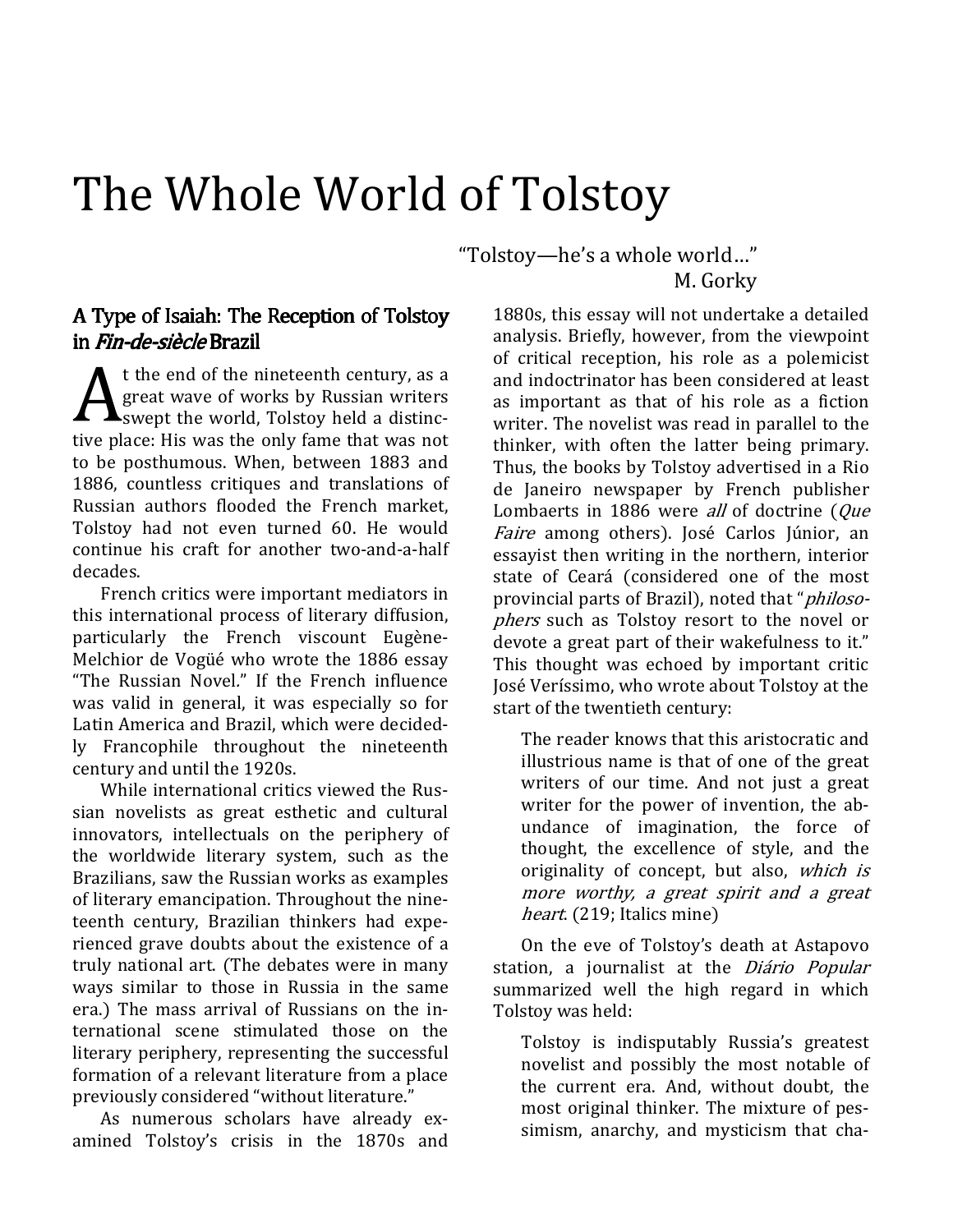# The Whole World of Tolstoy

"Tolstoy—he's a whole world…"
M. Gorky

## A Type of Isaiah: The Reception of Tolstoy in *Fin-de-siècle* Brazil

At the end of the nineteenth century, as a great wave of works by Russian writers swept the world, Tolstoy held a distinctive place: His was the only fame that was not to be posthumous. When, between 1883 and 1886, countless critiques and translations of Russian authors flooded the French market, Tolstoy had not even turned 60. He would continue his craft for another two-and-a-half decades.

French critics were important mediators in this international process of literary diffusion, particularly the French viscount Eugène-Melchior de Vogüé who wrote the 1886 essay "The Russian Novel." If the French influence was valid in general, it was especially so for Latin America and Brazil, which were decidedly Francophile throughout the nineteenth century and until the 1920s.

While international critics viewed the Russian novelists as great esthetic and cultural innovators, intellectuals on the periphery of the worldwide literary system, such as the Brazilians, saw the Russian works as examples of literary emancipation. Throughout the nineteenth century, Brazilian thinkers had experienced grave doubts about the existence of a truly national art. (The debates were in many ways similar to those in Russia in the same era.) The mass arrival of Russians on the international scene stimulated those on the literary periphery, representing the successful formation of a relevant literature from a place previously considered "without literature."

As numerous scholars have already examined Tolstoy's crisis in the 1870s and 1880s, this essay will not undertake a detailed analysis. Briefly, however, from the viewpoint of critical reception, his role as a polemicist and indoctrinator has been considered at least as important as that of his role as a fiction writer. The novelist was read in parallel to the thinker, with often the latter being primary. Thus, the books by Tolstoy advertised in a Rio de Janeiro newspaper by French publisher Lombaerts in 1886 were *all* of doctrine (*Que Faire* among others). José Carlos Júnior, an essayist then writing in the northern, interior state of Ceará (considered one of the most provincial parts of Brazil), noted that "*philosophers* such as Tolstoy resort to the novel or devote a great part of their wakefulness to it." This thought was echoed by important critic José Veríssimo, who wrote about Tolstoy at the start of the twentieth century:

> The reader knows that this aristocratic and illustrious name is that of one of the great writers of our time. And not just a great writer for the power of invention, the abundance of imagination, the force of thought, the excellence of style, and the originality of concept, but also, *which is more worthy, a great spirit and a great heart*. (219; Italics mine)

On the eve of Tolstoy's death at Astapovo station, a journalist at the *Diário Popular* summarized well the high regard in which Tolstoy was held:

> Tolstoy is indisputably Russia's greatest novelist and possibly the most notable of the current era. And, without doubt, the most original thinker. The mixture of pessimism, anarchy, and mysticism that cha-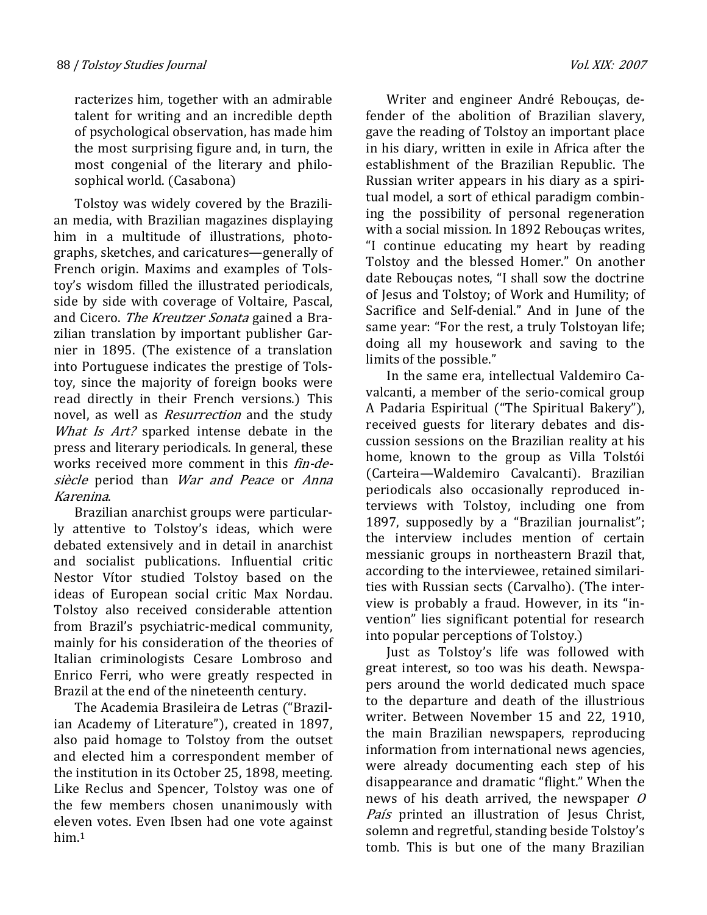racterizes him, together with an admirable talent for writing and an incredible depth of psychological observation, has made him the most surprising figure and, in turn, the most congenial of the literary and philosophical world. (Casabona)

Tolstoy was widely covered by the Brazilian media, with Brazilian magazines displaying him in a multitude of illustrations, photographs, sketches, and caricatures—generally of French origin. Maxims and examples of Tolstoy's wisdom filled the illustrated periodicals, side by side with coverage of Voltaire, Pascal, and Cicero. *The Kreutzer Sonata* gained a Brazilian translation by important publisher Garnier in 1895. (The existence of a translation into Portuguese indicates the prestige of Tolstoy, since the majority of foreign books were read directly in their French versions.) This novel, as well as *Resurrection* and the study *What Is Art?* sparked intense debate in the press and literary periodicals. In general, these works received more comment in this *fin-de-siècle* period than *War and Peace* or *Anna Karenina*.

Brazilian anarchist groups were particularly attentive to Tolstoy's ideas, which were debated extensively and in detail in anarchist and socialist publications. Influential critic Nestor Vítor studied Tolstoy based on the ideas of European social critic Max Nordau. Tolstoy also received considerable attention from Brazil's psychiatric-medical community, mainly for his consideration of the theories of Italian criminologists Cesare Lombroso and Enrico Ferri, who were greatly respected in Brazil at the end of the nineteenth century.

The Academia Brasileira de Letras ("Brazilian Academy of Literature"), created in 1897, also paid homage to Tolstoy from the outset and elected him a correspondent member of the institution in its October 25, 1898, meeting. Like Reclus and Spencer, Tolstoy was one of the few members chosen unanimously with eleven votes. Even Ibsen had one vote against him.[1]

Writer and engineer André Rebouças, defender of the abolition of Brazilian slavery, gave the reading of Tolstoy an important place in his diary, written in exile in Africa after the establishment of the Brazilian Republic. The Russian writer appears in his diary as a spiritual model, a sort of ethical paradigm combining the possibility of personal regeneration with a social mission. In 1892 Rebouças writes, "I continue educating my heart by reading Tolstoy and the blessed Homer." On another date Rebouças notes, "I shall sow the doctrine of Jesus and Tolstoy; of Work and Humility; of Sacrifice and Self-denial." And in June of the same year: "For the rest, a truly Tolstoyan life; doing all my housework and saving to the limits of the possible."

In the same era, intellectual Valdemiro Cavalcanti, a member of the serio-comical group A Padaria Espiritual ("The Spiritual Bakery"), received guests for literary debates and discussion sessions on the Brazilian reality at his home, known to the group as Villa Tolstói (Carteira—Waldemiro Cavalcanti). Brazilian periodicals also occasionally reproduced interviews with Tolstoy, including one from 1897, supposedly by a "Brazilian journalist"; the interview includes mention of certain messianic groups in northeastern Brazil that, according to the interviewee, retained similarities with Russian sects (Carvalho). (The interview is probably a fraud. However, in its "invention" lies significant potential for research into popular perceptions of Tolstoy.)

Just as Tolstoy's life was followed with great interest, so too was his death. Newspapers around the world dedicated much space to the departure and death of the illustrious writer. Between November 15 and 22, 1910, the main Brazilian newspapers, reproducing information from international news agencies, were already documenting each step of his disappearance and dramatic "flight." When the news of his death arrived, the newspaper *O País* printed an illustration of Jesus Christ, solemn and regretful, standing beside Tolstoy's tomb. This is but one of the many Brazilian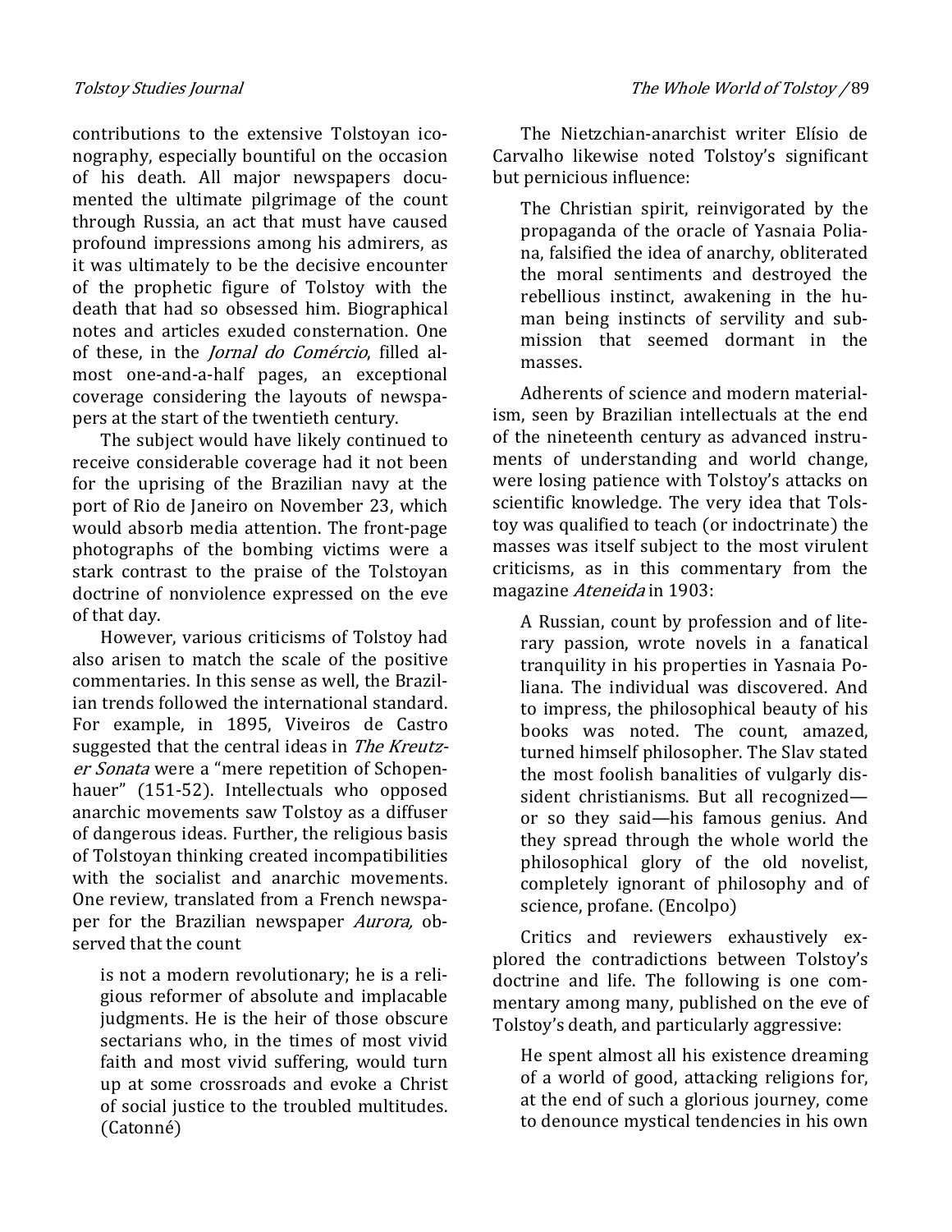contributions to the extensive Tolstoyan iconography, especially bountiful on the occasion of his death. All major newspapers documented the ultimate pilgrimage of the count through Russia, an act that must have caused profound impressions among his admirers, as it was ultimately to be the decisive encounter of the prophetic figure of Tolstoy with the death that had so obsessed him. Biographical notes and articles exuded consternation. One of these, in the *Jornal do Comércio*, filled almost one-and-a-half pages, an exceptional coverage considering the layouts of newspapers at the start of the twentieth century.

The subject would have likely continued to receive considerable coverage had it not been for the uprising of the Brazilian navy at the port of Rio de Janeiro on November 23, which would absorb media attention. The front-page photographs of the bombing victims were a stark contrast to the praise of the Tolstoyan doctrine of nonviolence expressed on the eve of that day.

However, various criticisms of Tolstoy had also arisen to match the scale of the positive commentaries. In this sense as well, the Brazilian trends followed the international standard. For example, in 1895, Viveiros de Castro suggested that the central ideas in *The Kreutzer Sonata* were a "mere repetition of Schopenhauer" (151-52). Intellectuals who opposed anarchic movements saw Tolstoy as a diffuser of dangerous ideas. Further, the religious basis of Tolstoyan thinking created incompatibilities with the socialist and anarchic movements. One review, translated from a French newspaper for the Brazilian newspaper *Aurora,* observed that the count

> is not a modern revolutionary; he is a religious reformer of absolute and implacable judgments. He is the heir of those obscure sectarians who, in the times of most vivid faith and most vivid suffering, would turn up at some crossroads and evoke a Christ of social justice to the troubled multitudes. (Catonné)

The Nietzchian-anarchist writer Elísio de Carvalho likewise noted Tolstoy's significant but pernicious influence:

> The Christian spirit, reinvigorated by the propaganda of the oracle of Yasnaia Poliana, falsified the idea of anarchy, obliterated the moral sentiments and destroyed the rebellious instinct, awakening in the human being instincts of servility and submission that seemed dormant in the masses.

Adherents of science and modern materialism, seen by Brazilian intellectuals at the end of the nineteenth century as advanced instruments of understanding and world change, were losing patience with Tolstoy's attacks on scientific knowledge. The very idea that Tolstoy was qualified to teach (or indoctrinate) the masses was itself subject to the most virulent criticisms, as in this commentary from the magazine *Ateneida* in 1903:

> A Russian, count by profession and of literary passion, wrote novels in a fanatical tranquility in his properties in Yasnaia Poliana. The individual was discovered. And to impress, the philosophical beauty of his books was noted. The count, amazed, turned himself philosopher. The Slav stated the most foolish banalities of vulgarly dissident christianisms. But all recognized—or so they said—his famous genius. And they spread through the whole world the philosophical glory of the old novelist, completely ignorant of philosophy and of science, profane. (Encolpo)

Critics and reviewers exhaustively explored the contradictions between Tolstoy's doctrine and life. The following is one commentary among many, published on the eve of Tolstoy's death, and particularly aggressive:

> He spent almost all his existence dreaming of a world of good, attacking religions for, at the end of such a glorious journey, come to denounce mystical tendencies in his own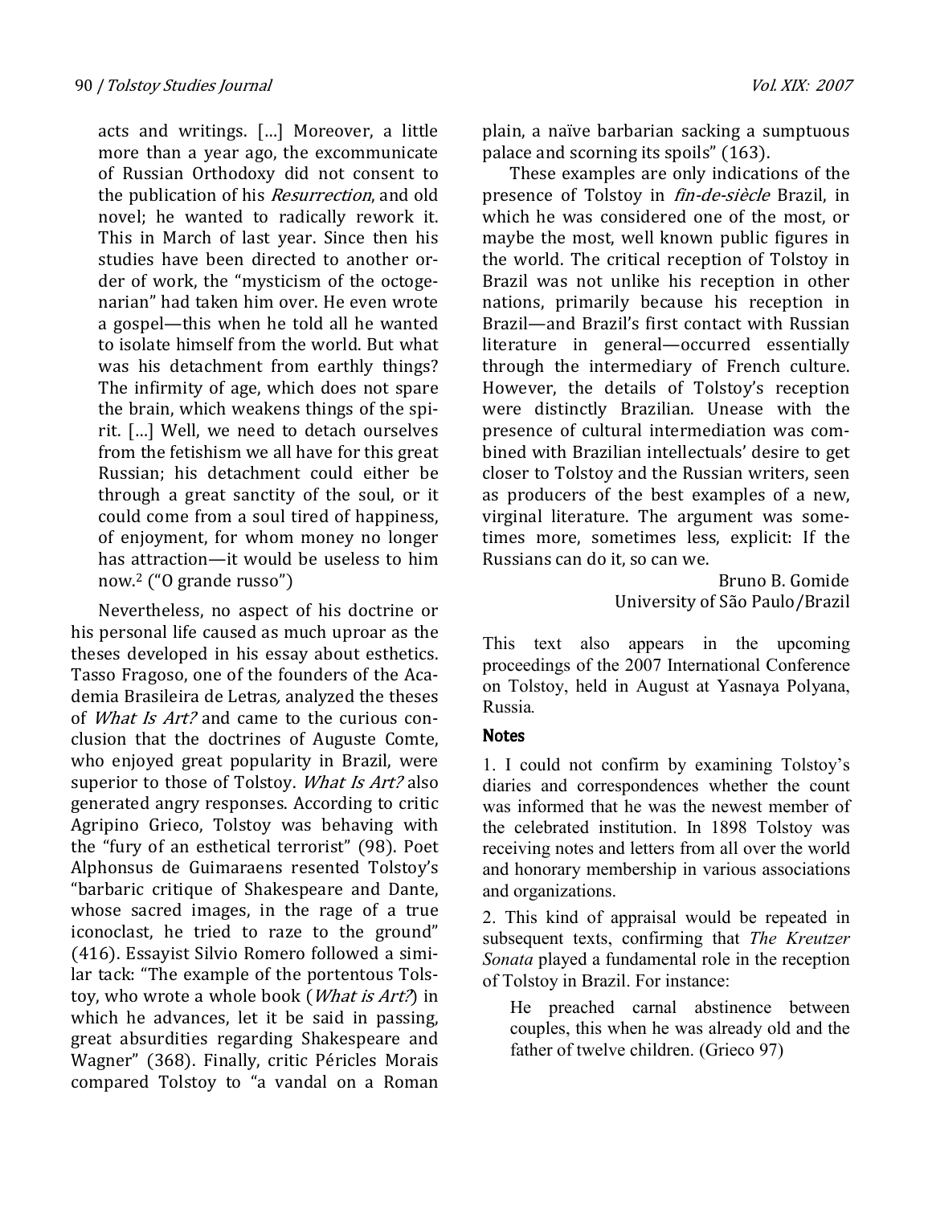acts and writings. [...] Moreover, a little more than a year ago, the excommunicate of Russian Orthodoxy did not consent to the publication of his *Resurrection*, and old novel; he wanted to radically rework it. This in March of last year. Since then his studies have been directed to another order of work, the "mysticism of the octogenarian" had taken him over. He even wrote a gospel—this when he told all he wanted to isolate himself from the world. But what was his detachment from earthly things? The infirmity of age, which does not spare the brain, which weakens things of the spirit. [...] Well, we need to detach ourselves from the fetishism we all have for this great Russian; his detachment could either be through a great sanctity of the soul, or it could come from a soul tired of happiness, of enjoyment, for whom money no longer has attraction—it would be useless to him now.[2] ("O grande russo")

Nevertheless, no aspect of his doctrine or his personal life caused as much uproar as the theses developed in his essay about esthetics. Tasso Fragoso, one of the founders of the Academia Brasileira de Letras, analyzed the theses of *What Is Art?* and came to the curious conclusion that the doctrines of Auguste Comte, who enjoyed great popularity in Brazil, were superior to those of Tolstoy. *What Is Art?* also generated angry responses. According to critic Agripino Grieco, Tolstoy was behaving with the "fury of an esthetical terrorist" (98). Poet Alphonsus de Guimaraens resented Tolstoy's "barbaric critique of Shakespeare and Dante, whose sacred images, in the rage of a true iconoclast, he tried to raze to the ground" (416). Essayist Silvio Romero followed a similar tack: "The example of the portentous Tolstoy, who wrote a whole book (*What is Art?*) in which he advances, let it be said in passing, great absurdities regarding Shakespeare and Wagner" (368). Finally, critic Péricles Morais compared Tolstoy to "a vandal on a Roman plain, a naïve barbarian sacking a sumptuous palace and scorning its spoils" (163).

These examples are only indications of the presence of Tolstoy in *fin-de-siècle* Brazil, in which he was considered one of the most, or maybe the most, well known public figures in the world. The critical reception of Tolstoy in Brazil was not unlike his reception in other nations, primarily because his reception in Brazil—and Brazil's first contact with Russian literature in general—occurred essentially through the intermediary of French culture. However, the details of Tolstoy's reception were distinctly Brazilian. Unease with the presence of cultural intermediation was combined with Brazilian intellectuals' desire to get closer to Tolstoy and the Russian writers, seen as producers of the best examples of a new, virginal literature. The argument was sometimes more, sometimes less, explicit: If the Russians can do it, so can we.

Bruno B. Gomide
University of São Paulo/Brazil

This text also appears in the upcoming proceedings of the 2007 International Conference on Tolstoy, held in August at Yasnaya Polyana, Russia.

## Notes

1. I could not confirm by examining Tolstoy's diaries and correspondences whether the count was informed that he was the newest member of the celebrated institution. In 1898 Tolstoy was receiving notes and letters from all over the world and honorary membership in various associations and organizations.

2. This kind of appraisal would be repeated in subsequent texts, confirming that *The Kreutzer Sonata* played a fundamental role in the reception of Tolstoy in Brazil. For instance:

> He preached carnal abstinence between couples, this when he was already old and the father of twelve children. (Grieco 97)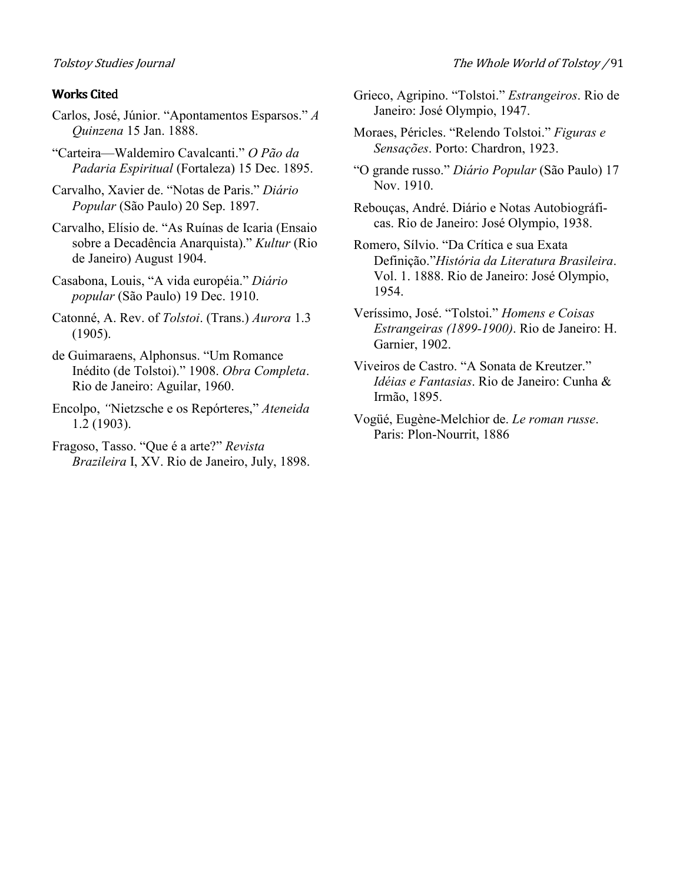## Works Cited

Carlos, José, Júnior. "Apontamentos Esparsos." *A Quinzena* 15 Jan. 1888.

"Carteira—Waldemiro Cavalcanti." *O Pão da Padaria Espiritual* (Fortaleza) 15 Dec. 1895.

Carvalho, Xavier de. "Notas de Paris." *Diário Popular* (São Paulo) 20 Sep. 1897.

Carvalho, Elísio de. "As Ruínas de Icaria (Ensaio sobre a Decadência Anarquista)." *Kultur* (Rio de Janeiro) August 1904.

Casabona, Louis, "A vida européia." *Diário popular* (São Paulo) 19 Dec. 1910.

Catonné, A. Rev. of *Tolstoi*. (Trans.) *Aurora* 1.3 (1905).

de Guimaraens, Alphonsus. "Um Romance Inédito (de Tolstoi)." 1908. *Obra Completa*. Rio de Janeiro: Aguilar, 1960.

Encolpo, *"*Nietzsche e os Repórteres," *Ateneida* 1.2 (1903).

Fragoso, Tasso. "Que é a arte?" *Revista Brazileira* I, XV. Rio de Janeiro, July, 1898.

Grieco, Agripino. "Tolstoi." *Estrangeiros*. Rio de Janeiro: José Olympio, 1947.

Moraes, Péricles. "Relendo Tolstoi." *Figuras e Sensações*. Porto: Chardron, 1923.

"O grande russo." *Diário Popular* (São Paulo) 17 Nov. 1910.

Rebouças, André. Diário e Notas Autobiográficas. Rio de Janeiro: José Olympio, 1938.

Romero, Sílvio. "Da Crítica e sua Exata Definição."*História da Literatura Brasileira*. Vol. 1. 1888. Rio de Janeiro: José Olympio, 1954.

Veríssimo, José. "Tolstoi." *Homens e Coisas Estrangeiras (1899-1900)*. Rio de Janeiro: H. Garnier, 1902.

Viveiros de Castro. "A Sonata de Kreutzer." *Idéias e Fantasias*. Rio de Janeiro: Cunha & Irmão, 1895.

Vogüé, Eugène-Melchior de. *Le roman russe*. Paris: Plon-Nourrit, 1886